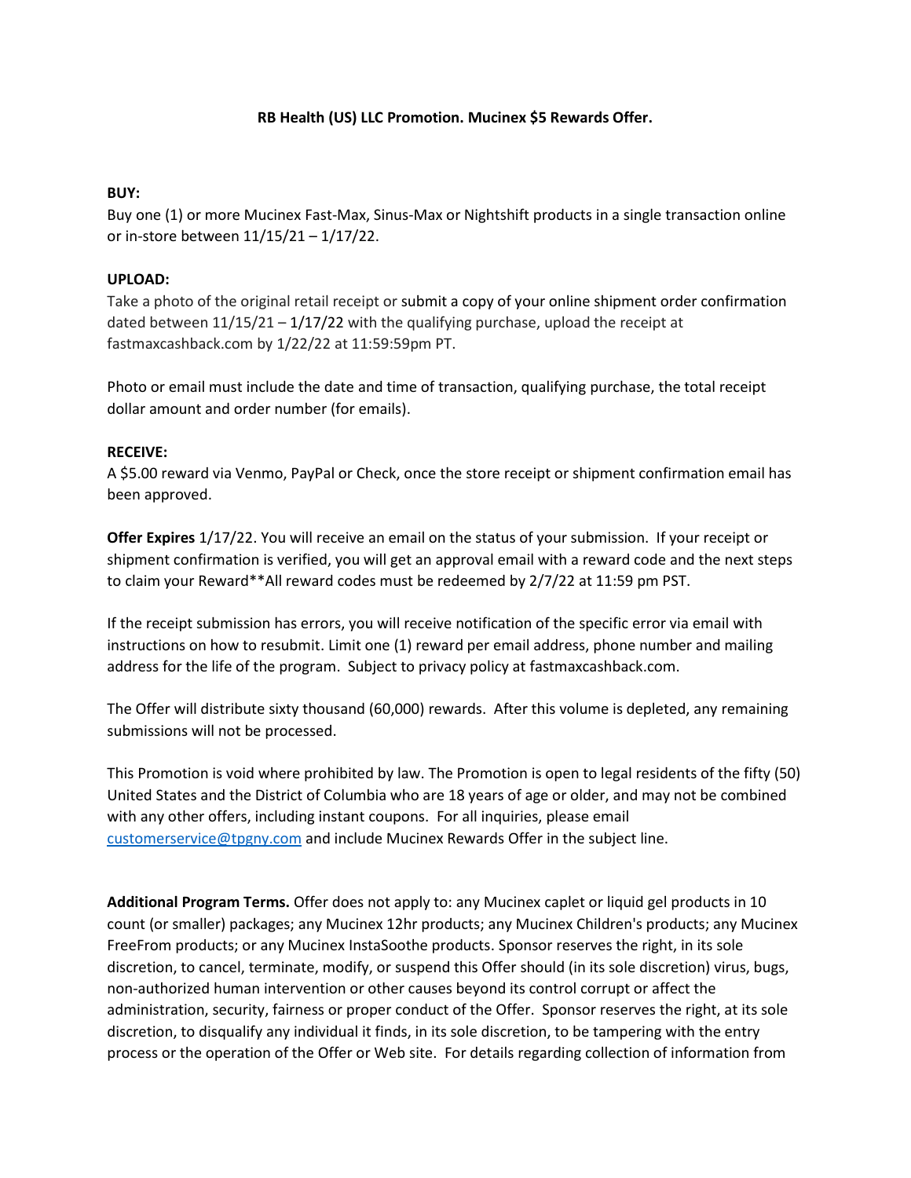**RB Health (US) LLC Promotion. Mucinex $5 Rewards Offer.**

**BUY:**
Buy one (1) or more Mucinex Fast-Max, Sinus-Max or Nightshift products in a single transaction online or in-store between 11/15/21 – 1/17/22.

**UPLOAD:**
Take a photo of the original retail receipt or submit a copy of your online shipment order confirmation dated between 11/15/21 – 1/17/22 with the qualifying purchase, upload the receipt at fastmaxcashback.com by 1/22/22 at 11:59:59pm PT.

Photo or email must include the date and time of transaction, qualifying purchase, the total receipt dollar amount and order number (for emails).

**RECEIVE:**
A $5.00 reward via Venmo, PayPal or Check, once the store receipt or shipment confirmation email has been approved.

**Offer Expires** 1/17/22. You will receive an email on the status of your submission. If your receipt or shipment confirmation is verified, you will get an approval email with a reward code and the next steps to claim your Reward**All reward codes must be redeemed by 2/7/22 at 11:59 pm PST.

If the receipt submission has errors, you will receive notification of the specific error via email with instructions on how to resubmit. Limit one (1) reward per email address, phone number and mailing address for the life of the program. Subject to privacy policy at fastmaxcashback.com.

The Offer will distribute sixty thousand (60,000) rewards. After this volume is depleted, any remaining submissions will not be processed.

This Promotion is void where prohibited by law. The Promotion is open to legal residents of the fifty (50) United States and the District of Columbia who are 18 years of age or older, and may not be combined with any other offers, including instant coupons. For all inquiries, please email customerservice@tpgny.com and include Mucinex Rewards Offer in the subject line.

**Additional Program Terms.** Offer does not apply to: any Mucinex caplet or liquid gel products in 10 count (or smaller) packages; any Mucinex 12hr products; any Mucinex Children's products; any Mucinex FreeFrom products; or any Mucinex InstaSoothe products. Sponsor reserves the right, in its sole discretion, to cancel, terminate, modify, or suspend this Offer should (in its sole discretion) virus, bugs, non-authorized human intervention or other causes beyond its control corrupt or affect the administration, security, fairness or proper conduct of the Offer. Sponsor reserves the right, at its sole discretion, to disqualify any individual it finds, in its sole discretion, to be tampering with the entry process or the operation of the Offer or Web site. For details regarding collection of information from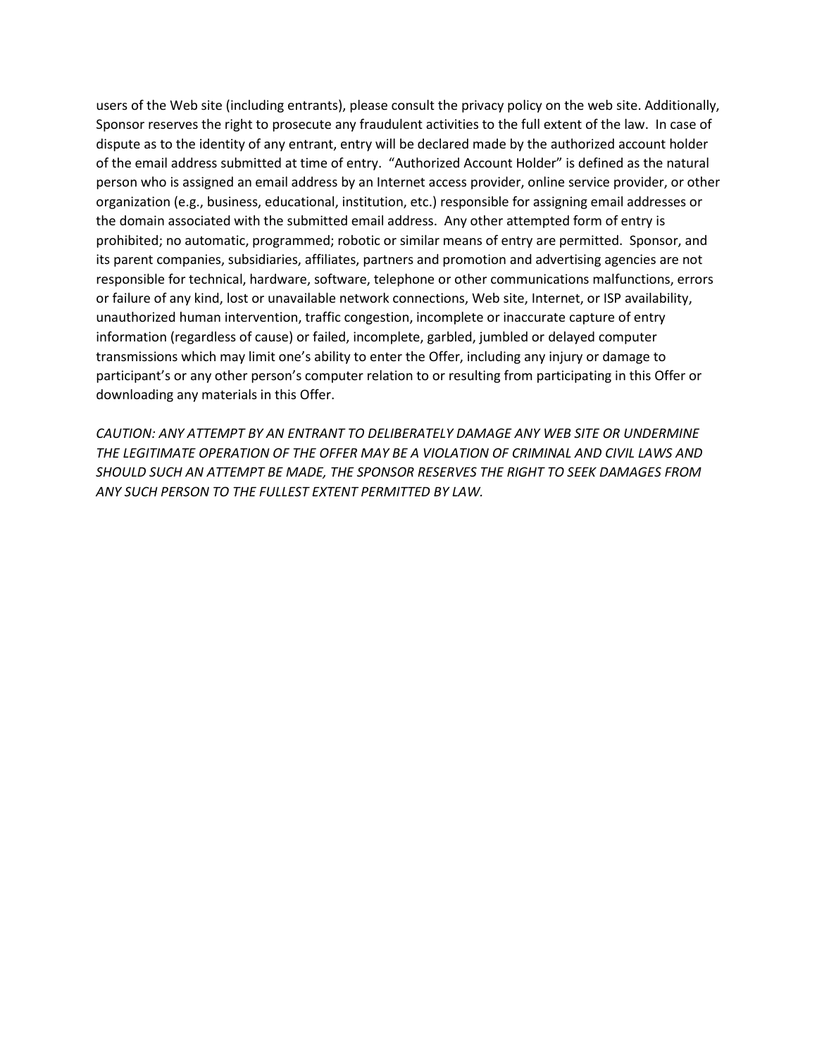users of the Web site (including entrants), please consult the privacy policy on the web site. Additionally, Sponsor reserves the right to prosecute any fraudulent activities to the full extent of the law. In case of dispute as to the identity of any entrant, entry will be declared made by the authorized account holder of the email address submitted at time of entry. "Authorized Account Holder" is defined as the natural person who is assigned an email address by an Internet access provider, online service provider, or other organization (e.g., business, educational, institution, etc.) responsible for assigning email addresses or the domain associated with the submitted email address. Any other attempted form of entry is prohibited; no automatic, programmed; robotic or similar means of entry are permitted. Sponsor, and its parent companies, subsidiaries, affiliates, partners and promotion and advertising agencies are not responsible for technical, hardware, software, telephone or other communications malfunctions, errors or failure of any kind, lost or unavailable network connections, Web site, Internet, or ISP availability, unauthorized human intervention, traffic congestion, incomplete or inaccurate capture of entry information (regardless of cause) or failed, incomplete, garbled, jumbled or delayed computer transmissions which may limit one's ability to enter the Offer, including any injury or damage to participant's or any other person's computer relation to or resulting from participating in this Offer or downloading any materials in this Offer.

*CAUTION: ANY ATTEMPT BY AN ENTRANT TO DELIBERATELY DAMAGE ANY WEB SITE OR UNDERMINE THE LEGITIMATE OPERATION OF THE OFFER MAY BE A VIOLATION OF CRIMINAL AND CIVIL LAWS AND SHOULD SUCH AN ATTEMPT BE MADE, THE SPONSOR RESERVES THE RIGHT TO SEEK DAMAGES FROM ANY SUCH PERSON TO THE FULLEST EXTENT PERMITTED BY LAW.*